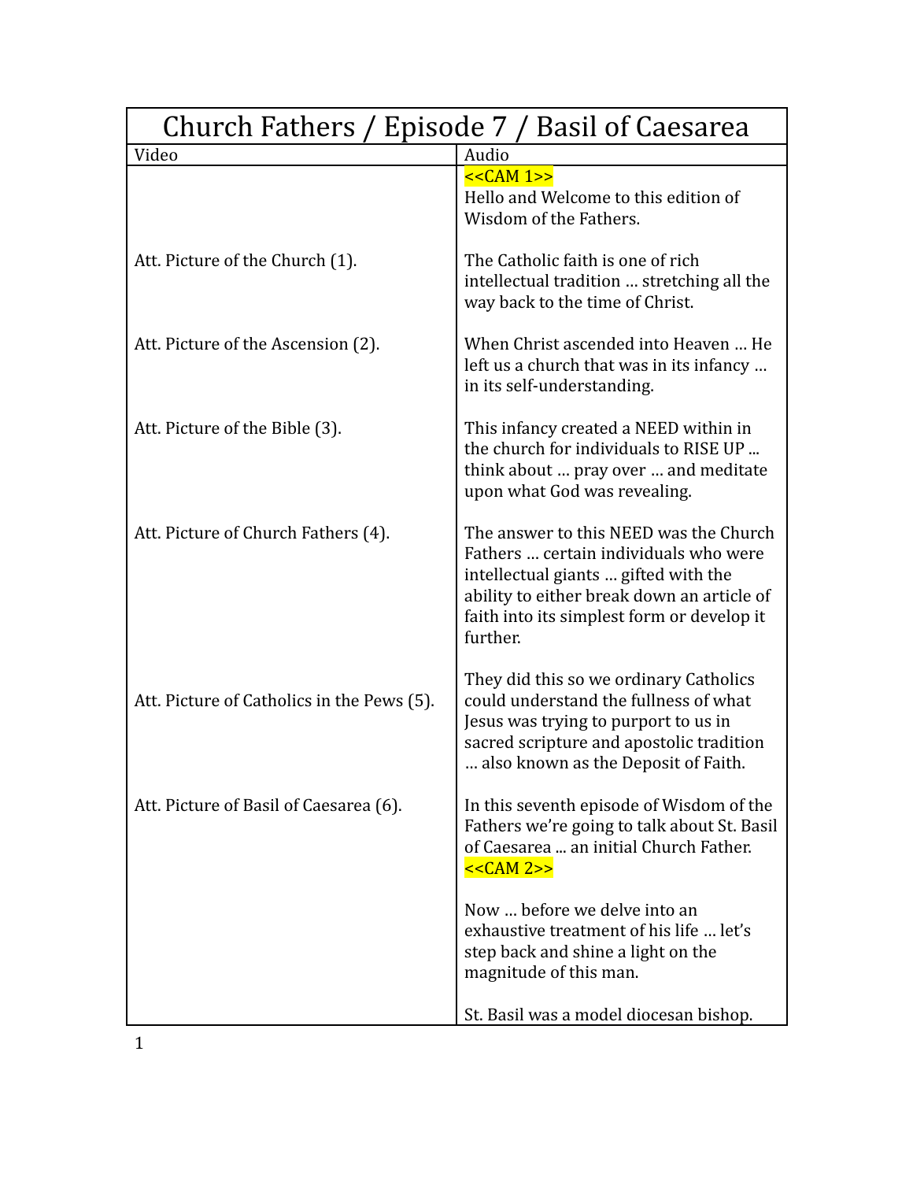| Church Fathers / Episode 7 / Basil of Caesarea | |
|---|---|
| Video | Audio |
| | <<CAM 1>><br>Hello and Welcome to this edition of Wisdom of the Fathers. |
| Att. Picture of the Church (1). | The Catholic faith is one of rich intellectual tradition … stretching all the way back to the time of Christ. |
| Att. Picture of the Ascension (2). | When Christ ascended into Heaven … He left us a church that was in its infancy … in its self-understanding. |
| Att. Picture of the Bible (3). | This infancy created a NEED within in the church for individuals to RISE UP ... think about … pray over … and meditate upon what God was revealing. |
| Att. Picture of Church Fathers (4). | The answer to this NEED was the Church Fathers … certain individuals who were intellectual giants … gifted with the ability to either break down an article of faith into its simplest form or develop it further. |
| Att. Picture of Catholics in the Pews (5). | They did this so we ordinary Catholics could understand the fullness of what Jesus was trying to purport to us in sacred scripture and apostolic tradition … also known as the Deposit of Faith. |
| Att. Picture of Basil of Caesarea (6). | In this seventh episode of Wisdom of the Fathers we're going to talk about St. Basil of Caesarea ... an initial Church Father.<br><<CAM 2>> |
| | Now … before we delve into an exhaustive treatment of his life … let's step back and shine a light on the magnitude of this man. |
| | St. Basil was a model diocesan bishop. |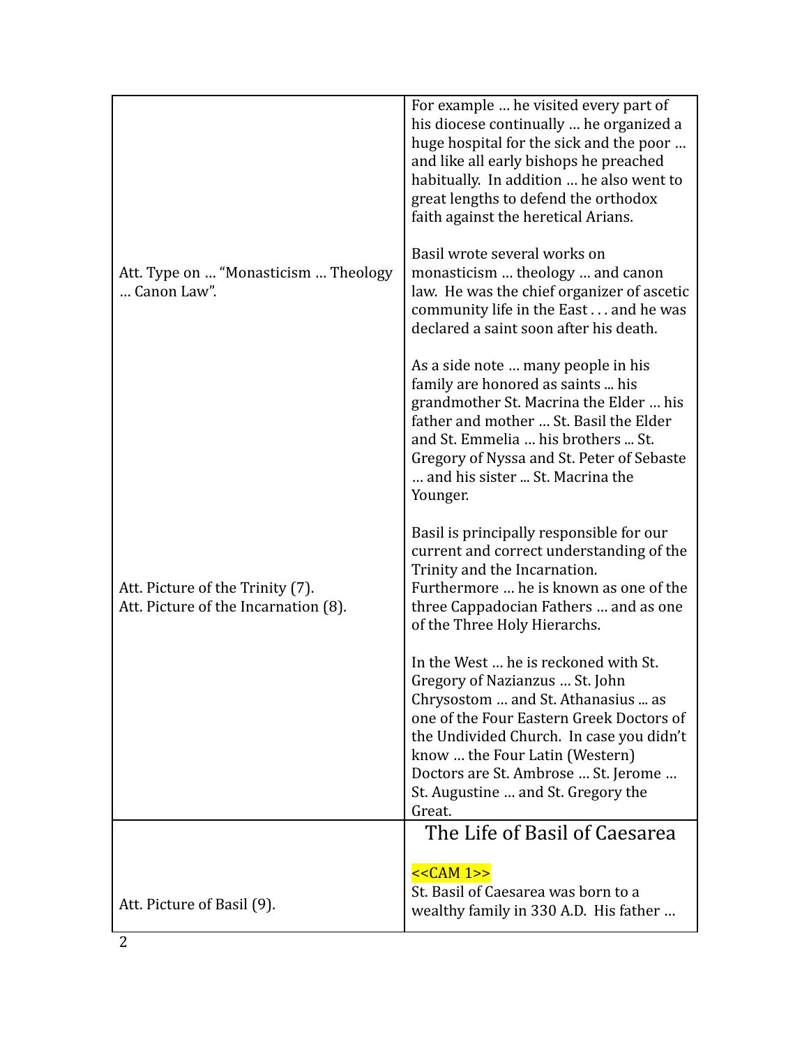| | |
|---|---|
| | For example … he visited every part of his diocese continually … he organized a huge hospital for the sick and the poor … and like all early bishops he preached habitually. In addition … he also went to great lengths to defend the orthodox faith against the heretical Arians. |
| Att. Type on … "Monasticism … Theology … Canon Law". | Basil wrote several works on monasticism … theology … and canon law. He was the chief organizer of ascetic community life in the East . . . and he was declared a saint soon after his death. |
| | As a side note … many people in his family are honored as saints ... his grandmother St. Macrina the Elder … his father and mother … St. Basil the Elder and St. Emmelia … his brothers ... St. Gregory of Nyssa and St. Peter of Sebaste … and his sister ... St. Macrina the Younger. |
| Att. Picture of the Trinity (7).<br>Att. Picture of the Incarnation (8). | Basil is principally responsible for our current and correct understanding of the Trinity and the Incarnation. Furthermore … he is known as one of the three Cappadocian Fathers … and as one of the Three Holy Hierarchs. |
| | In the West … he is reckoned with St. Gregory of Nazianzus … St. John Chrysostom … and St. Athanasius ... as one of the Four Eastern Greek Doctors of the Undivided Church. In case you didn't know … the Four Latin (Western) Doctors are St. Ambrose … St. Jerome … St. Augustine … and St. Gregory the Great. |
| Att. Picture of Basil (9). | **The Life of Basil of Caesarea**<br><br><<CAM 1>><br>St. Basil of Caesarea was born to a wealthy family in 330 A.D. His father … |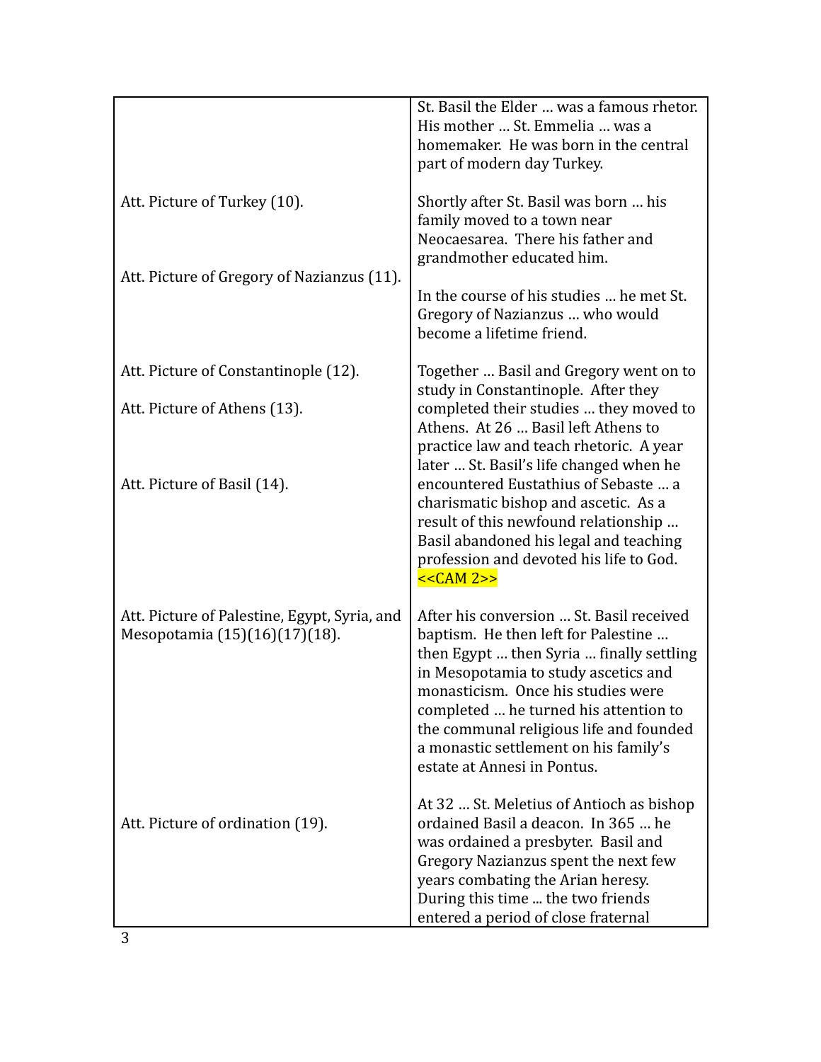| | |
|---|---|
| | St. Basil the Elder … was a famous rhetor. His mother … St. Emmelia … was a homemaker. He was born in the central part of modern day Turkey. |
| Att. Picture of Turkey (10). | Shortly after St. Basil was born … his family moved to a town near Neocaesarea. There his father and grandmother educated him. |
| Att. Picture of Gregory of Nazianzus (11). | In the course of his studies … he met St. Gregory of Nazianzus … who would become a lifetime friend. |
| Att. Picture of Constantinople (12).<br><br>Att. Picture of Athens (13).<br><br>Att. Picture of Basil (14). | Together … Basil and Gregory went on to study in Constantinople. After they completed their studies … they moved to Athens. At 26 … Basil left Athens to practice law and teach rhetoric. A year later … St. Basil's life changed when he encountered Eustathius of Sebaste … a charismatic bishop and ascetic. As a result of this newfound relationship … Basil abandoned his legal and teaching profession and devoted his life to God. <<CAM 2>> |
| Att. Picture of Palestine, Egypt, Syria, and Mesopotamia (15)(16)(17)(18). | After his conversion … St. Basil received baptism. He then left for Palestine … then Egypt … then Syria … finally settling in Mesopotamia to study ascetics and monasticism. Once his studies were completed … he turned his attention to the communal religious life and founded a monastic settlement on his family's estate at Annesi in Pontus. |
| Att. Picture of ordination (19). | At 32 … St. Meletius of Antioch as bishop ordained Basil a deacon. In 365 … he was ordained a presbyter. Basil and Gregory Nazianzus spent the next few years combating the Arian heresy. During this time ... the two friends entered a period of close fraternal |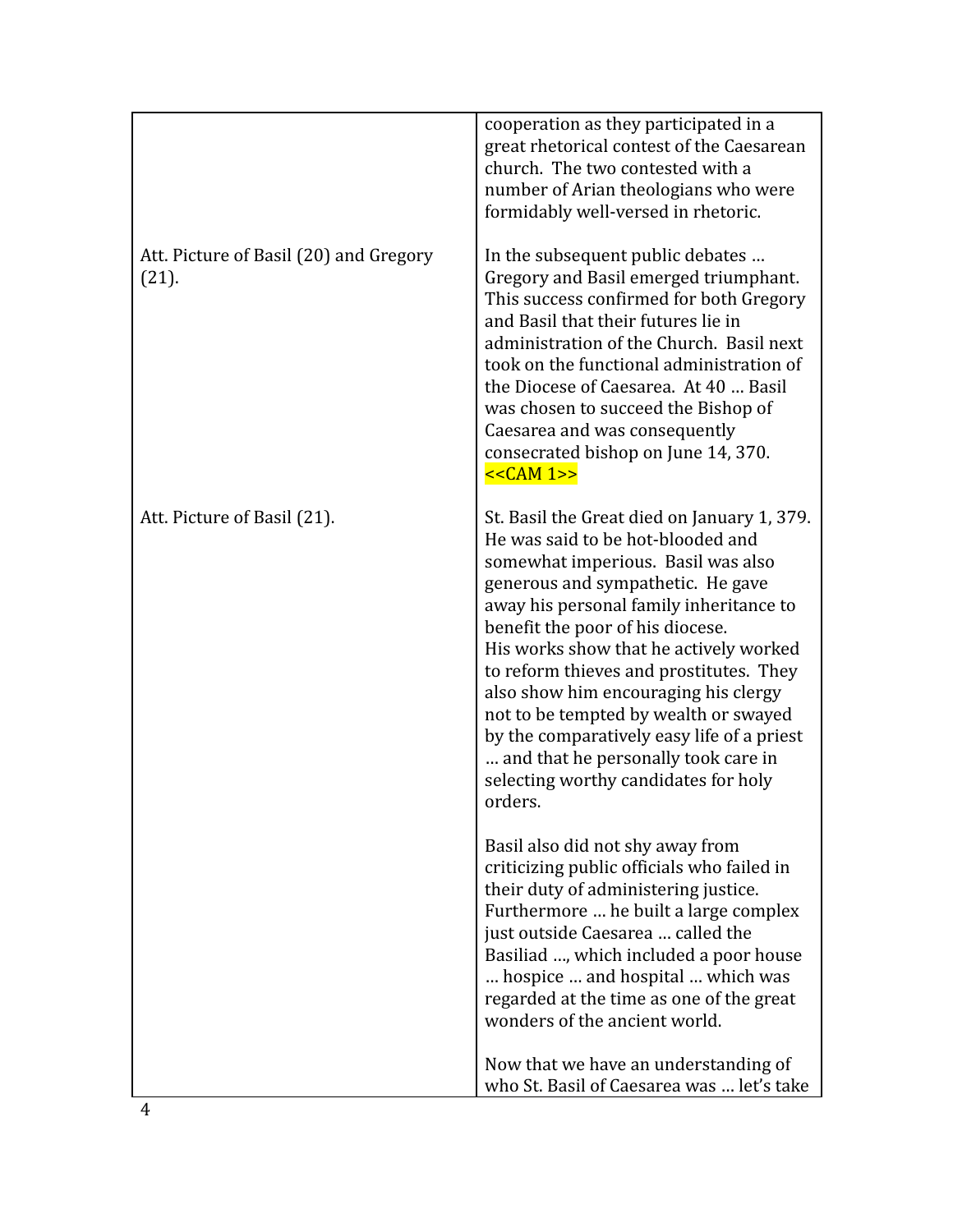| | |
|---|---|
| | cooperation as they participated in a great rhetorical contest of the Caesarean church. The two contested with a number of Arian theologians who were formidably well-versed in rhetoric. |
| Att. Picture of Basil (20) and Gregory (21). | In the subsequent public debates … Gregory and Basil emerged triumphant. This success confirmed for both Gregory and Basil that their futures lie in administration of the Church. Basil next took on the functional administration of the Diocese of Caesarea. At 40 … Basil was chosen to succeed the Bishop of Caesarea and was consequently consecrated bishop on June 14, 370. <<CAM 1>> |
| Att. Picture of Basil (21). | St. Basil the Great died on January 1, 379. He was said to be hot-blooded and somewhat imperious. Basil was also generous and sympathetic. He gave away his personal family inheritance to benefit the poor of his diocese. His works show that he actively worked to reform thieves and prostitutes. They also show him encouraging his clergy not to be tempted by wealth or swayed by the comparatively easy life of a priest … and that he personally took care in selecting worthy candidates for holy orders.<br><br>Basil also did not shy away from criticizing public officials who failed in their duty of administering justice. Furthermore … he built a large complex just outside Caesarea … called the Basiliad …, which included a poor house … hospice … and hospital … which was regarded at the time as one of the great wonders of the ancient world.<br><br>Now that we have an understanding of who St. Basil of Caesarea was … let's take |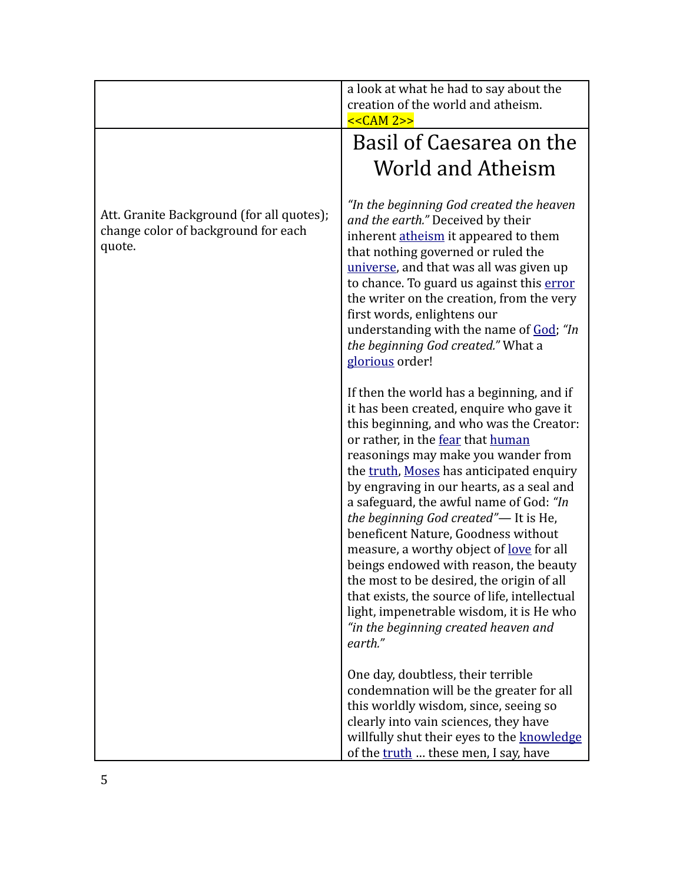| | |
|---|---|
| | a look at what he had to say about the creation of the world and atheism. <<CAM 2>> |
| Att. Granite Background (for all quotes); change color of background for each quote. | **Basil of Caesarea on the World and Atheism**<br><br>*"In the beginning God created the heaven and the earth."* Deceived by their inherent atheism it appeared to them that nothing governed or ruled the universe, and that was all was given up to chance. To guard us against this error the writer on the creation, from the very first words, enlightens our understanding with the name of God; *"In the beginning God created."* What a glorious order!<br><br>If then the world has a beginning, and if it has been created, enquire who gave it this beginning, and who was the Creator: or rather, in the fear that human reasonings may make you wander from the truth, Moses has anticipated enquiry by engraving in our hearts, as a seal and a safeguard, the awful name of God: *"In the beginning God created"*— It is He, beneficent Nature, Goodness without measure, a worthy object of love for all beings endowed with reason, the beauty the most to be desired, the origin of all that exists, the source of life, intellectual light, impenetrable wisdom, it is He who *"in the beginning created heaven and earth."*<br><br>One day, doubtless, their terrible condemnation will be the greater for all this worldly wisdom, since, seeing so clearly into vain sciences, they have willfully shut their eyes to the knowledge of the truth … these men, I say, have |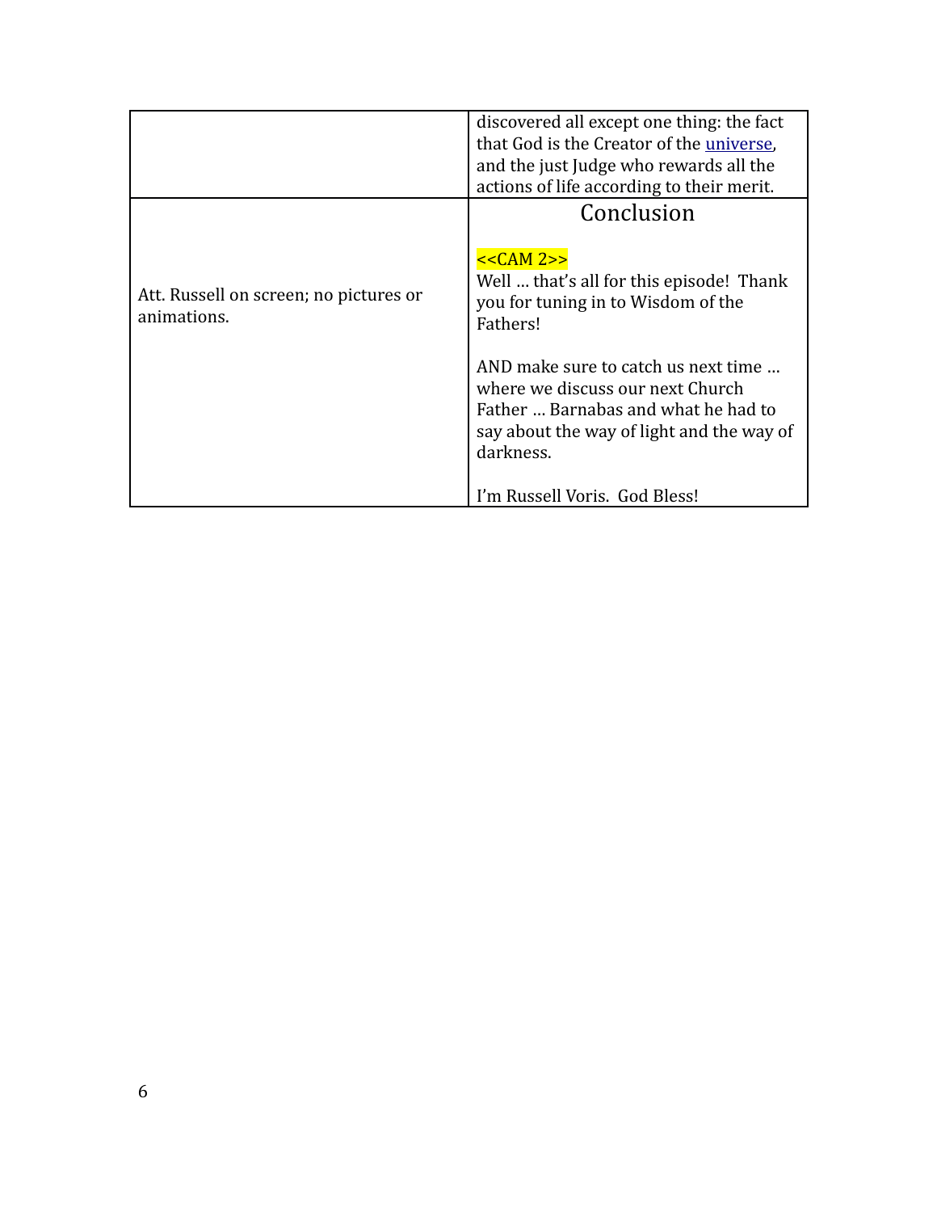| | |
|---|---|
| | discovered all except one thing: the fact that God is the Creator of the universe, and the just Judge who rewards all the actions of life according to their merit. |
| Att. Russell on screen; no pictures or animations. | Conclusion<br><br><<CAM 2>><br>Well … that's all for this episode! Thank you for tuning in to Wisdom of the Fathers!<br><br>AND make sure to catch us next time … where we discuss our next Church Father … Barnabas and what he had to say about the way of light and the way of darkness.<br><br>I'm Russell Voris. God Bless! |